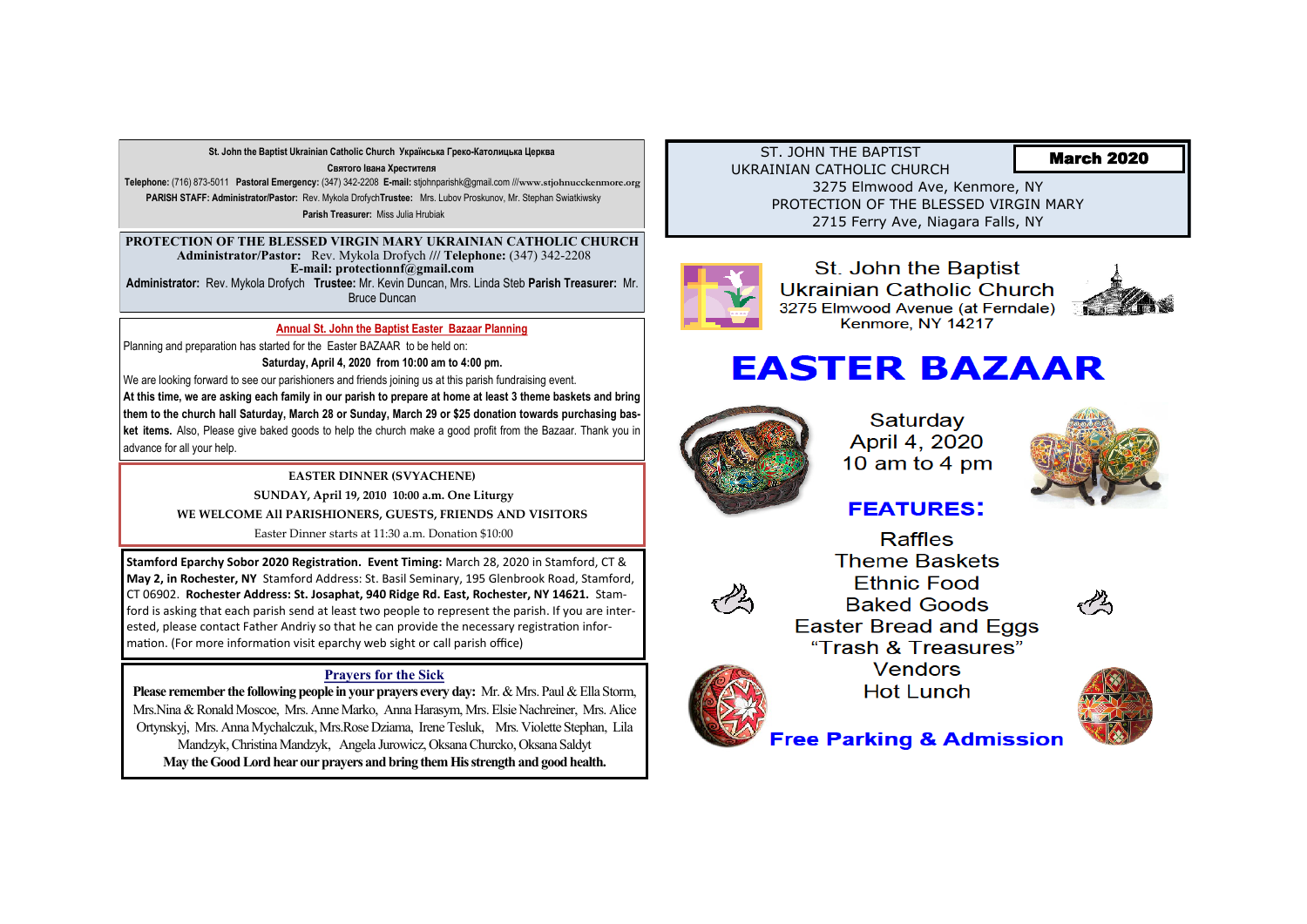**St. John the Baptist Ukrainian Catholic Church Українська Греко-Католицька Церква Святого Івана Хрестителя**

**Telephone:** (716) 873-5011 **Pastoral Emergency:** (347) 342-2208 **E-mail:** stjohnparishk@gmail.com ///www.stjohnucckenmore.org

**PARISH STAFF: Administrator/Pastor:** Rev. Mykola Drofych **Trustee:** Mrs. Lubov Proskunov, Mr. Stephan Swiatkiwsky

**Parish Treasurer:** Miss Julia Hrubiak

**PROTECTION OF THE BLESSED VIRGIN MARY UKRAINIAN CATHOLIC CHURCH**

**Administrator/Pastor:** Rev. Mykola Drofych /// **Telephone:** (347) 342-2208

**E-mail: protectionnf@gmail.com**

**Administrator:** Rev. Mykola Drofych **Trustee:** Mr. Kevin Duncan, Mrs. Linda Steb **Parish Treasurer:** Mr. Bruce Duncan

## Annual St. John the Baptist Easter Bazaar Planning

Planning and preparation has started for the Easter BAZAAR to be held on:

**Saturday, April 4, 2020 from 10:00 am to 4:00 pm.**

We are looking forward to see our parishioners and friends joining us at this parish fundraising event. **At this time, we are asking each family in our parish to prepare at home at least 3 theme baskets and bring them to the church hall Saturday, March 28 or Sunday, March 29 or $25 donation towards purchasing basket items.** Also, Please give baked goods to help the church make a good profit from the Bazaar. Thank you in advance for all your help.

**EASTER DINNER (SVYACHENE)**

**SUNDAY, April 19, 2010 10:00 a.m. One Liturgy**

**WE WELCOME All PARISHIONERS, GUESTS, FRIENDS AND VISITORS**

Easter Dinner starts at 11:30 a.m. Donation $10:00

**Stamford Eparchy Sobor 2020 Registration. Event Timing:** March 28, 2020 in Stamford, CT & **May 2, in Rochester, NY** Stamford Address: St. Basil Seminary, 195 Glenbrook Road, Stamford, CT 06902. **Rochester Address: St. Josaphat, 940 Ridge Rd. East, Rochester, NY 14621.** Stamford is asking that each parish send at least two people to represent the parish. If you are interested, please contact Father Andriy so that he can provide the necessary registration information. (For more information visit eparchy web sight or call parish office)

## Prayers for the Sick

**Please remember the following people in your prayers every day:** Mr. & Mrs. Paul & Ella Storm, Mrs.Nina & Ronald Moscoe, Mrs. Anne Marko, Anna Harasym, Mrs. Elsie Nachreiner, Mrs. Alice Ortynskyj, Mrs. Anna Mychalczuk, Mrs.Rose Dziama, Irene Tesluk, Mrs. Violette Stephan, Lila Mandzyk, Christina Mandzyk, Angela Jurowicz, Oksana Churcko, Oksana Saldyt

**May the Good Lord hear our prayers and bring them His strength and good health.**

ST. JOHN THE BAPTIST UKRAINIAN CATHOLIC CHURCH

3275 Elmwood Ave, Kenmore, NY

PROTECTION OF THE BLESSED VIRGIN MARY

2715 Ferry Ave, Niagara Falls, NY

**March 2020**

St. John the Baptist Ukrainian Catholic Church
3275 Elmwood Avenue (at Ferndale)
Kenmore, NY 14217

# EASTER BAZAAR

Saturday
April 4, 2020
10 am to 4 pm

## FEATURES:

Raffles
Theme Baskets
Ethnic Food
Baked Goods
Easter Bread and Eggs
"Trash & Treasures"
Vendors
Hot Lunch

**Free Parking & Admission**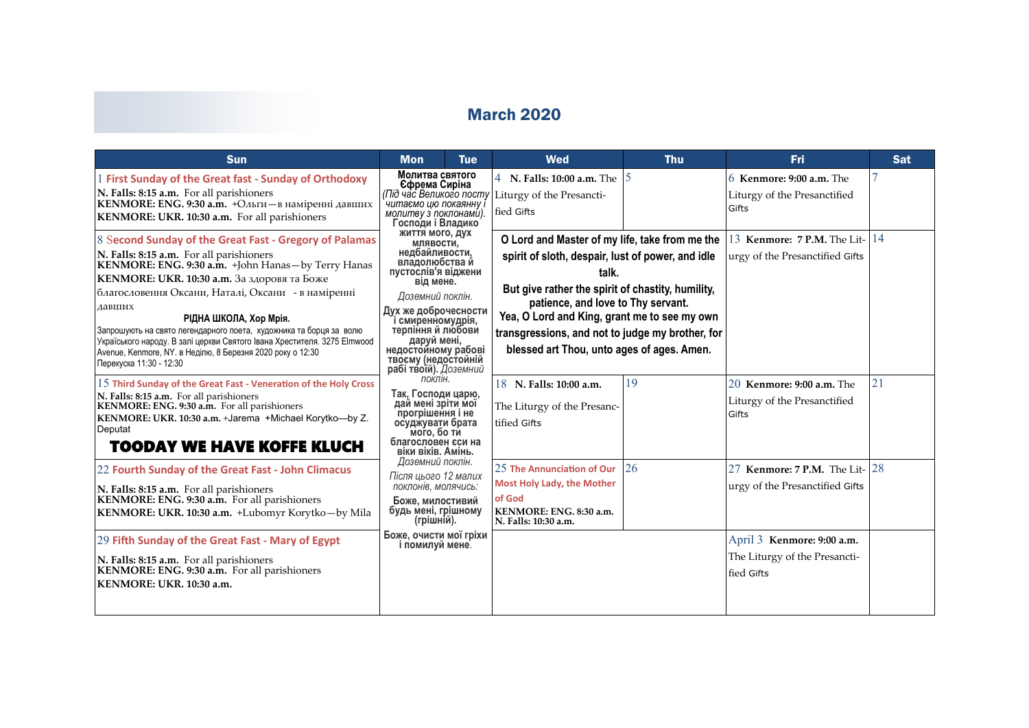## March 2020

| Sun | Mon | Tue | Wed | Thu | Fri | Sat |
|---|---|---|---|---|---|---|
| 1 First Sunday of the Great fast - Sunday of Orthodoxy<br>**N. Falls: 8:15 a.m.** For all parishioners<br>**KENMORE: ENG. 9:30 a.m.** +Ольги—в намірені давших<br>**KENMORE: UKR. 10:30 a.m.** For all parishioners | | | 4 **N. Falls: 10:00 a.m.** The Liturgy of the Presanctified Gifts | 5 | 6 **Kenmore: 9:00 a.m.** The Liturgy of the Presanctified Gifts | 7 |
| 8 Second Sunday of the Great Fast - Gregory of Palamas<br>**N. Falls: 8:15 a.m.** For all parishioners<br>**KENMORE: ENG. 9:30 a.m.** +John Hanas—by Terry Hanas<br>**KENMORE: UKR. 10:30 a.m.** За здоровя та Боже благословення Оксани, Наталі, Оксани - в намірені давших<br>**РІДНА ШКОЛА, Хор Мрія.**<br>Запрошують на свято легендарного поета, художника та борця за волю Українського народу. В залі церкви Святого Івана Хрестителя. 3275 Elmwood Avenue, Kenmore, NY. в Неділю, 8 Березня 2020 року о 12:30<br>Перекуска 11:30 - 12:30 | | | | | 13 **Kenmore: 7 P.M.** The Liturgy of the Presanctified Gifts | 14 |
| 15 Third Sunday of the Great Fast - Veneration of the Holy Cross<br>**N. Falls: 8:15 a.m.** For all parishioners<br>**KENMORE: ENG. 9:30 a.m.** For all parishioners<br>**KENMORE: UKR. 10:30 a.m.** +Jarema +Michael Korytko—by Z. Deputat<br>**TOODAY WE HAVE KOFFE KLUCH** | | | 18 **N. Falls: 10:00 a.m.**<br>The Liturgy of the Presanctified Gifts | 19 | 20 **Kenmore: 9:00 a.m.** The Liturgy of the Presanctified Gifts | 21 |
| 22 Fourth Sunday of the Great Fast - John Climacus<br>**N. Falls: 8:15 a.m.** For all parishioners<br>**KENMORE: ENG. 9:30 a.m.** For all parishioners<br>**KENMORE: UKR. 10:30 a.m.** +Lubomyr Korytko—by Mila | | | 25 The Annunciation of Our Most Holy Lady, the Mother of God<br>**KENMORE: ENG. 8:30 a.m.**<br>**N. Falls: 10:30 a.m.** | 26 | 27 **Kenmore: 7 P.M.** The Liturgy of the Presanctified Gifts | 28 |
| 29 Fifth Sunday of the Great Fast - Mary of Egypt<br>**N. Falls: 8:15 a.m.** For all parishioners<br>**KENMORE: ENG. 9:30 a.m.** For all parishioners<br>**KENMORE: UKR. 10:30 a.m.** | | | | | April 3 **Kenmore: 9:00 a.m.** The Liturgy of the Presanctified Gifts | |

**O Lord and Master of my life, take from me the spirit of sloth, despair, lust of power, and idle talk.**

**But give rather the spirit of chastity, humility, patience, and love to Thy servant.**

**Yea, O Lord and King, grant me to see my own transgressions, and not to judge my brother, for blessed art Thou, unto ages of ages. Amen.**

**Молитва святого Єфрема Сиріна**

*(Під час Великого посту читаємо цю покаянну і молитву з поклонами).*

**Господи і Владико життя мого, дух млявості, недбайливості, владолюбства й пустословія віджени від мене.**

*Доземний поклін.*

**Дух же доброчесності і смиренномудрія, терпіння й любови даруй мені, недостойному рабові твоєму (недостойній рабі твоїй).** *Доземний поклін.*

**Так, Господи царю, дай мені зріти мої прогрішення і не осуджувати брата мого, бо ти благословен єси на віки віків. Амінь.**

*Доземний поклін.*

*Після цього 12 малих поклонів, молячись:*

**Боже, милостивий будь мені, грішному (грішній).**

**Боже, очисти мої гріхи і помилуй мене.**